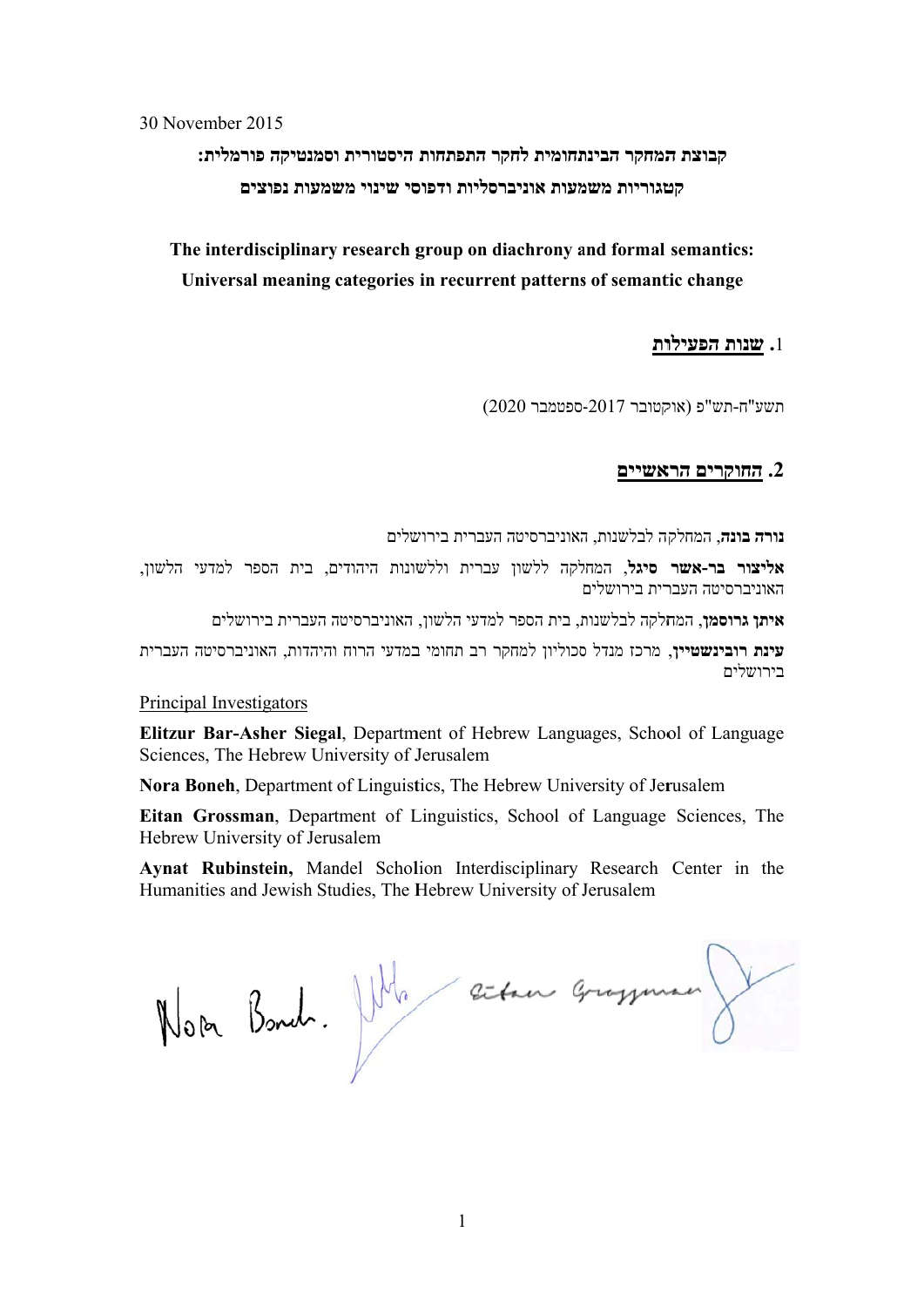30 November 2015

**קבוצת המחקר הבינתחומית לחקר התפתחות היסטורית וסמנטיקה פורמלית:**
**קטגוריות משמעות אוניברסליות ודפוסי שינוי משמעות נפוצים**

**The interdisciplinary research group on diachrony and formal semantics:**
**Universal meaning categories in recurrent patterns of semantic change**

## 1. שנות הפעילות

תשע"ח-תש"פ (אוקטובר 2017-ספטמבר 2020)

## 2. החוקרים הראשיים

**נורה בונה**, המחלקה לבלשנות, האוניברסיטה העברית בירושלים

**אליצור בר-אשר סיגל**, המחלקה ללשון עברית וללשונות היהודים, בית הספר למדעי הלשון, האוניברסיטה העברית בירושלים

**איתן גרוסמן**, המחלקה לבלשנות, בית הספר למדעי הלשון, האוניברסיטה העברית בירושלים

**עינת רובינשטיין**, מרכז מנדל סכוליון למחקר רב תחומי במדעי הרוח והיהדות, האוניברסיטה העברית בירושלים

Principal Investigators

**Elitzur Bar-Asher Siegal**, Department of Hebrew Languages, School of Language Sciences, The Hebrew University of Jerusalem

**Nora Boneh**, Department of Linguistics, The Hebrew University of Jerusalem

**Eitan Grossman**, Department of Linguistics, School of Language Sciences, The Hebrew University of Jerusalem

**Aynat Rubinstein,** Mandel Scholion Interdisciplinary Research Center in the Humanities and Jewish Studies, The Hebrew University of Jerusalem

Nora Boneh. Eitan Grossman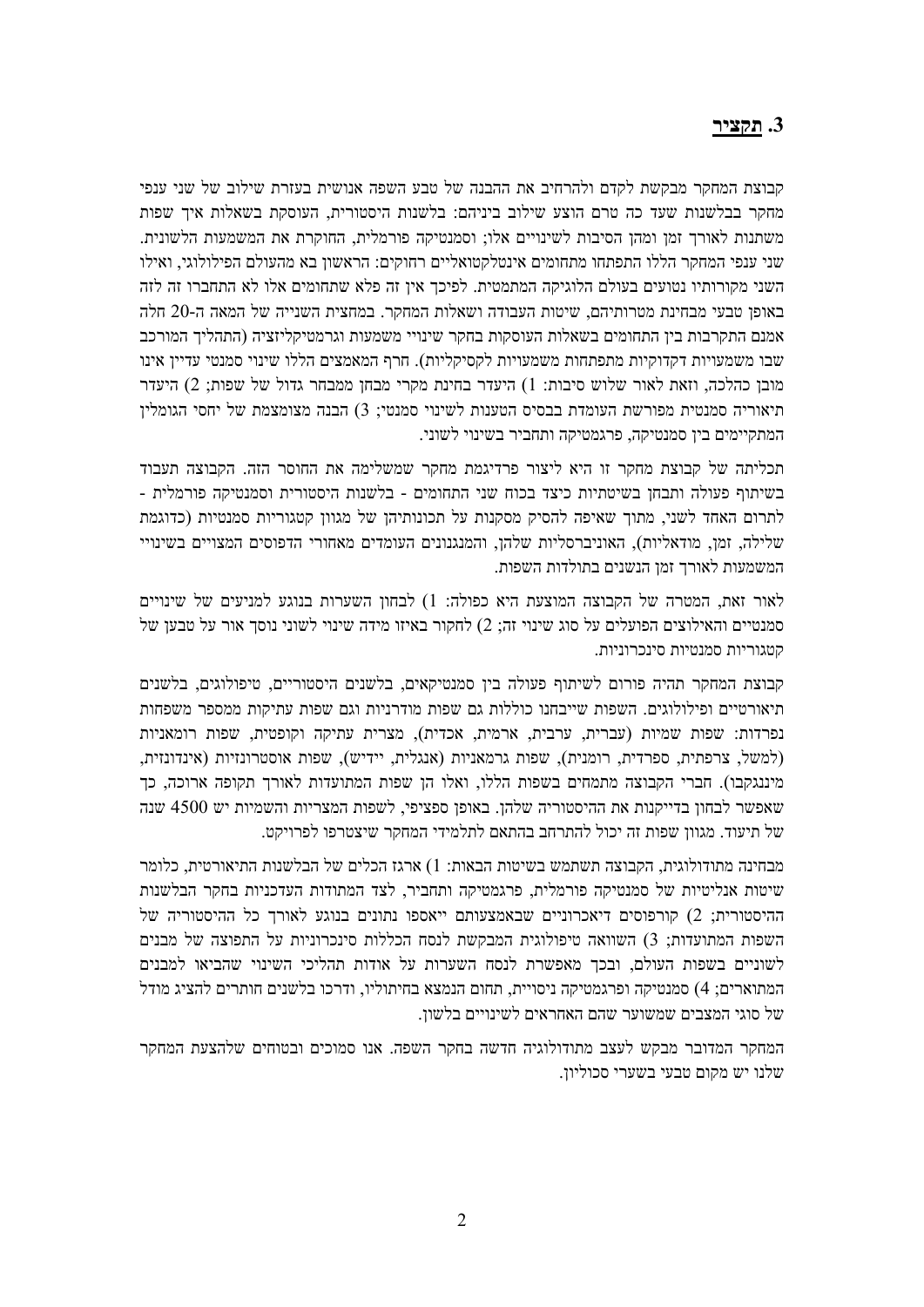## 3. <u>תקציר</u>

קבוצת המחקר מבקשת לקדם ולהרחיב את ההבנה של טבע השפה האנושית בעזרת שילוב של שני ענפי מחקר בבלשנות שעד כה טרם הוצע שילוב ביניהם: בלשנות היסטורית, העוסקת בשאלות איך שפות משתנות לאורך זמן ומהן הסיבות לשינויים אלו; וסמנטיקה פורמלית, החוקרת את המשמעות הלשונית. שני ענפי המחקר הללו התפתחו מתחומים אינטלקטואליים רחוקים: הראשון בא מהעולם הפילולוגי, ואילו השני מקורותיו נטועים בעולם הלוגיקה המתמטית. לפיכך אין זה פלא שתחומים אלו לא התחברו זה לזה באופן טבעי מבחינת מטרותיהם, שיטות העבודה ושאלות המחקר. במחצית השנייה של המאה ה-20 חלה אמנם התקרבות בין התחומים בשאלות העוסקות בחקר שינויי משמעות וגרמטיקליזציה (התהליך המורכב שבו משמעויות דקדוקיות מתפתחות משמעויות לקסיקליות). חרף המאמצים הללו שינוי סמנטי עדיין אינו מובן כהלכה, וזאת לאור שלוש סיבות: 1) היעדר בחינת מקרי מבחן ממבחר גדול של שפות; 2) היעדר תיאוריה סמנטית מפורשת העומדת בבסיס הטענות לשינוי סמנטי; 3) הבנה מצומצמת של יחסי הגומלין המתקיימים בין סמנטיקה, פרגמטיקה ותחביר בשינוי לשוני.

תכליתה של קבוצת מחקר זו היא ליצור פרדיגמת מחקר שמשלימה את החוסר הזה. הקבוצה תעבוד בשיתוף פעולה ותבחן בשיטתיות כיצד בכוח שני התחומים - בלשנות היסטורית וסמנטיקה פורמלית - לתרום האחד לשני, מתוך שאיפה להסיק מסקנות על תכונותיהן של מגוון קטגוריות סמנטיות (כדוגמת שלילה, זמן, מודאליות), האוניברסליות שלהן, והמנגנונים העומדים מאחורי הדפוסים המצויים בשינויי המשמעות לאורך זמן הנשנים בתולדות השפות.

לאור זאת, המטרה של הקבוצה המוצעת היא כפולה: 1) לבחון השערות בנוגע למניעים של שינויים סמנטיים והאילוצים הפועלים על סוג שינוי זה; 2) לחקור באיזו מידה שינוי לשוני נוסף אור על טבען של קטגוריות סמנטיות סינכרוניות.

קבוצת המחקר תהיה פורום לשיתוף פעולה בין סמנטיקאים, בלשנים היסטוריים, טיפולוגים, בלשנים תיאורטיים ופילולוגים. השפות שייבחנו כוללות גם שפות מודרניות וגם שפות עתיקות ממספר משפחות נפרדות: שפות שמיות (עברית, ערבית, ארמית, אכדית), מצרית עתיקה וקופטית, שפות רומאניות (למשל, צרפתית, ספרדית, רומנית), שפות גרמאניות (אנגלית, יידיש), שפות אוסטרונזיות (אינדונזית, מיננגקבו). חברי הקבוצה מתמחים בשפות הללו, ואלו הן שפות המתועדות לאורך תקופה ארוכה, כך שאפשר לבחון בדייקנות את ההיסטוריה שלהן. באופן ספציפי, לשפות המצריות והשמיות יש 4500 שנה של תיעוד. מגוון שפות זה יכול להתרחב בהתאם לתלמידי המחקר שיצטרפו לפרויקט.

מבחינה מתודולוגית, הקבוצה תשתמש בשיטות הבאות: 1) ארגז הכלים של הבלשנות התיאורטית, כלומר שיטות אנליטיות של סמנטיקה פורמלית, פרגמטיקה ותחביר, לצד המתודות העדכניות בחקר הבלשנות ההיסטורית; 2) קורפוסים דיאכרוניים שבאמצעותם ייאספו נתונים בנוגע לאורך כל ההיסטוריה של השפות המתועדות; 3) השוואה טיפולוגית המבקשת לנסח הכללות סינכרוניות על התפוצה של מבנים לשוניים בשפות העולם, ובכך מאפשרת לנסח השערות על אודות תהליכי השינוי שהביאו למבנים המתוארים; 4) סמנטיקה ופרגמטיקה ניסויית, תחום הנמצא בחיתוליו, ודרכו בלשנים חותרים להציג מודל של סוגי המצבים שמשוער שהם האחראים לשינויים בלשון.

המחקר המדובר מבקש לעצב מתודולוגיה חדשה בחקר השפה. אנו סמוכים ובטוחים שלהצעת המחקר שלנו יש מקום טבעי בשערי סכוליון.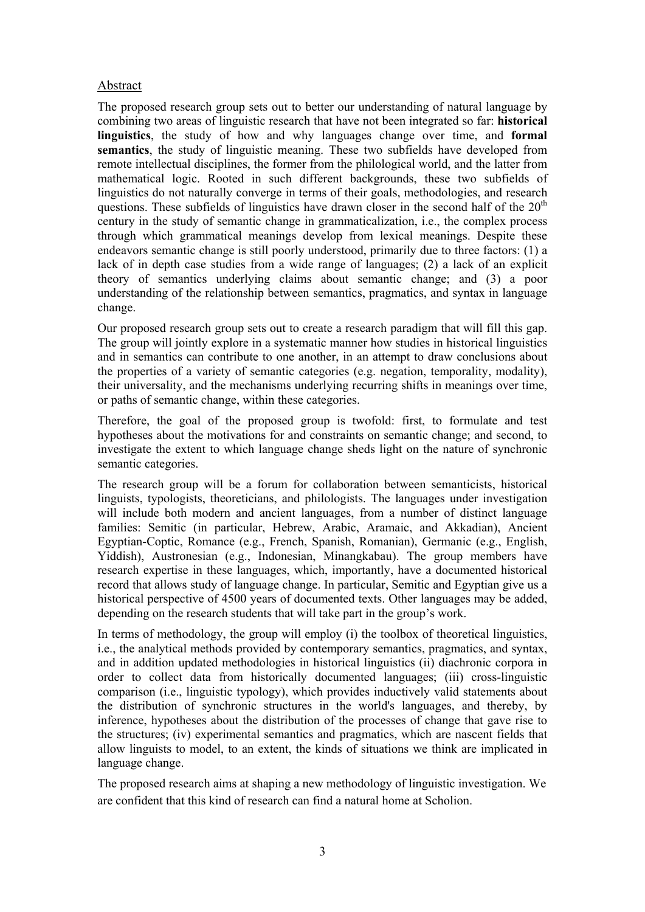Abstract

The proposed research group sets out to better our understanding of natural language by combining two areas of linguistic research that have not been integrated so far: **historical linguistics**, the study of how and why languages change over time, and **formal semantics**, the study of linguistic meaning. These two subfields have developed from remote intellectual disciplines, the former from the philological world, and the latter from mathematical logic. Rooted in such different backgrounds, these two subfields of linguistics do not naturally converge in terms of their goals, methodologies, and research questions. These subfields of linguistics have drawn closer in the second half of the 20th century in the study of semantic change in grammaticalization, i.e., the complex process through which grammatical meanings develop from lexical meanings. Despite these endeavors semantic change is still poorly understood, primarily due to three factors: (1) a lack of in depth case studies from a wide range of languages; (2) a lack of an explicit theory of semantics underlying claims about semantic change; and (3) a poor understanding of the relationship between semantics, pragmatics, and syntax in language change.

Our proposed research group sets out to create a research paradigm that will fill this gap. The group will jointly explore in a systematic manner how studies in historical linguistics and in semantics can contribute to one another, in an attempt to draw conclusions about the properties of a variety of semantic categories (e.g. negation, temporality, modality), their universality, and the mechanisms underlying recurring shifts in meanings over time, or paths of semantic change, within these categories.

Therefore, the goal of the proposed group is twofold: first, to formulate and test hypotheses about the motivations for and constraints on semantic change; and second, to investigate the extent to which language change sheds light on the nature of synchronic semantic categories.

The research group will be a forum for collaboration between semanticists, historical linguists, typologists, theoreticians, and philologists. The languages under investigation will include both modern and ancient languages, from a number of distinct language families: Semitic (in particular, Hebrew, Arabic, Aramaic, and Akkadian), Ancient Egyptian-Coptic, Romance (e.g., French, Spanish, Romanian), Germanic (e.g., English, Yiddish), Austronesian (e.g., Indonesian, Minangkabau). The group members have research expertise in these languages, which, importantly, have a documented historical record that allows study of language change. In particular, Semitic and Egyptian give us a historical perspective of 4500 years of documented texts. Other languages may be added, depending on the research students that will take part in the group's work.

In terms of methodology, the group will employ (i) the toolbox of theoretical linguistics, i.e., the analytical methods provided by contemporary semantics, pragmatics, and syntax, and in addition updated methodologies in historical linguistics (ii) diachronic corpora in order to collect data from historically documented languages; (iii) cross-linguistic comparison (i.e., linguistic typology), which provides inductively valid statements about the distribution of synchronic structures in the world's languages, and thereby, by inference, hypotheses about the distribution of the processes of change that gave rise to the structures; (iv) experimental semantics and pragmatics, which are nascent fields that allow linguists to model, to an extent, the kinds of situations we think are implicated in language change.

The proposed research aims at shaping a new methodology of linguistic investigation. We are confident that this kind of research can find a natural home at Scholion.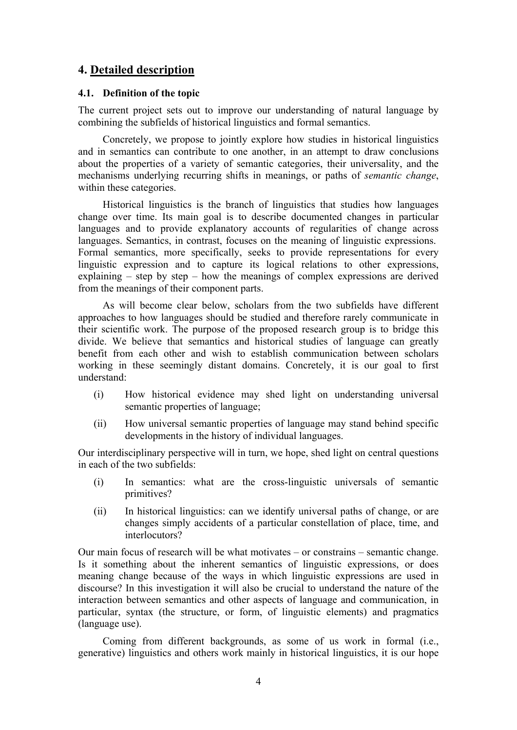## 4. Detailed description

### 4.1. Definition of the topic

The current project sets out to improve our understanding of natural language by combining the subfields of historical linguistics and formal semantics.

Concretely, we propose to jointly explore how studies in historical linguistics and in semantics can contribute to one another, in an attempt to draw conclusions about the properties of a variety of semantic categories, their universality, and the mechanisms underlying recurring shifts in meanings, or paths of *semantic change*, within these categories.

Historical linguistics is the branch of linguistics that studies how languages change over time. Its main goal is to describe documented changes in particular languages and to provide explanatory accounts of regularities of change across languages. Semantics, in contrast, focuses on the meaning of linguistic expressions. Formal semantics, more specifically, seeks to provide representations for every linguistic expression and to capture its logical relations to other expressions, explaining – step by step – how the meanings of complex expressions are derived from the meanings of their component parts.

As will become clear below, scholars from the two subfields have different approaches to how languages should be studied and therefore rarely communicate in their scientific work. The purpose of the proposed research group is to bridge this divide. We believe that semantics and historical studies of language can greatly benefit from each other and wish to establish communication between scholars working in these seemingly distant domains. Concretely, it is our goal to first understand:

(i) How historical evidence may shed light on understanding universal semantic properties of language;

(ii) How universal semantic properties of language may stand behind specific developments in the history of individual languages.

Our interdisciplinary perspective will in turn, we hope, shed light on central questions in each of the two subfields:

(i) In semantics: what are the cross-linguistic universals of semantic primitives?

(ii) In historical linguistics: can we identify universal paths of change, or are changes simply accidents of a particular constellation of place, time, and interlocutors?

Our main focus of research will be what motivates – or constrains – semantic change. Is it something about the inherent semantics of linguistic expressions, or does meaning change because of the ways in which linguistic expressions are used in discourse? In this investigation it will also be crucial to understand the nature of the interaction between semantics and other aspects of language and communication, in particular, syntax (the structure, or form, of linguistic elements) and pragmatics (language use).

Coming from different backgrounds, as some of us work in formal (i.e., generative) linguistics and others work mainly in historical linguistics, it is our hope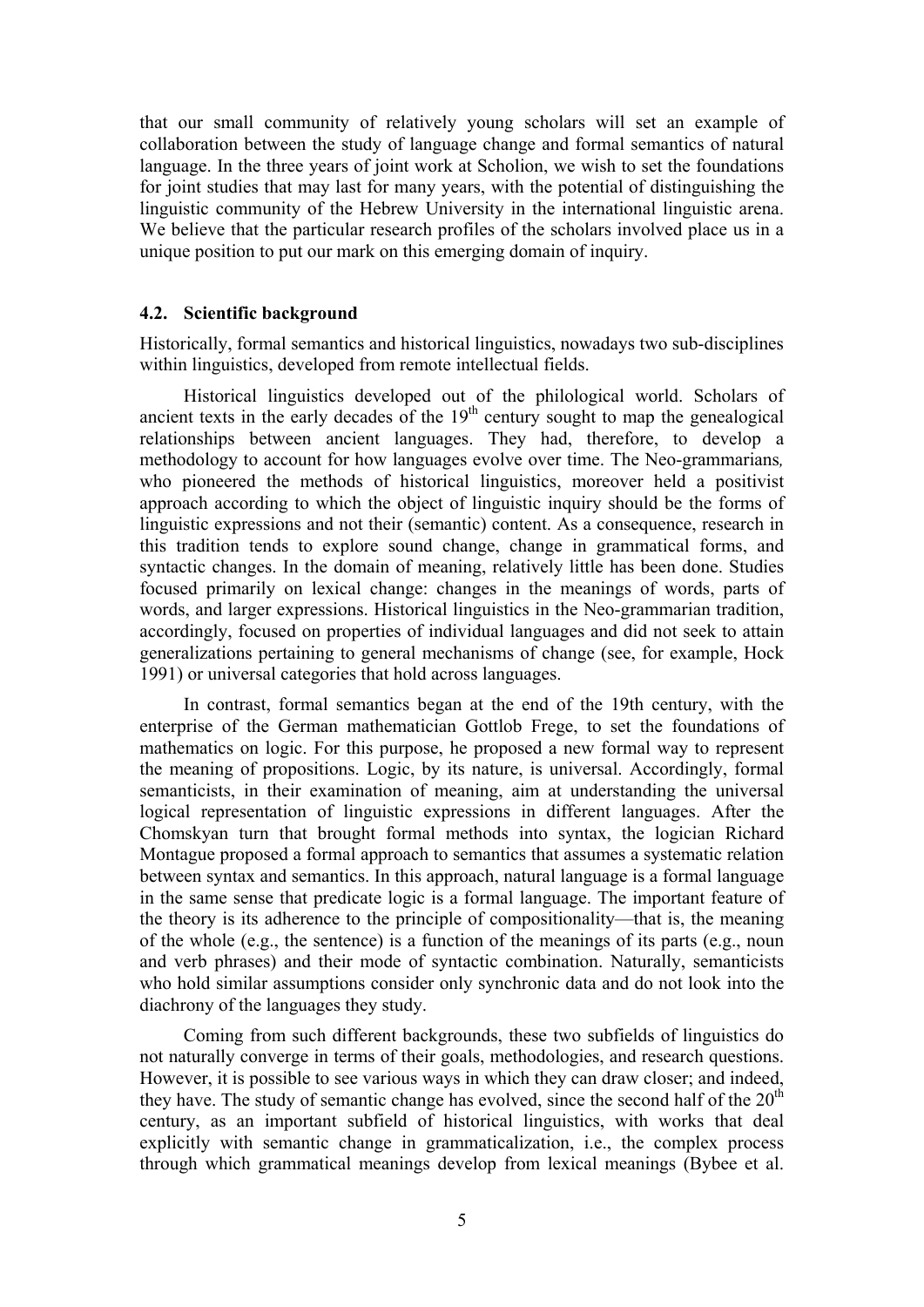that our small community of relatively young scholars will set an example of collaboration between the study of language change and formal semantics of natural language. In the three years of joint work at Scholion, we wish to set the foundations for joint studies that may last for many years, with the potential of distinguishing the linguistic community of the Hebrew University in the international linguistic arena. We believe that the particular research profiles of the scholars involved place us in a unique position to put our mark on this emerging domain of inquiry.

### 4.2. Scientific background

Historically, formal semantics and historical linguistics, nowadays two sub-disciplines within linguistics, developed from remote intellectual fields.

Historical linguistics developed out of the philological world. Scholars of ancient texts in the early decades of the 19th century sought to map the genealogical relationships between ancient languages. They had, therefore, to develop a methodology to account for how languages evolve over time. The Neo-grammarians*,* who pioneered the methods of historical linguistics, moreover held a positivist approach according to which the object of linguistic inquiry should be the forms of linguistic expressions and not their (semantic) content. As a consequence, research in this tradition tends to explore sound change, change in grammatical forms, and syntactic changes. In the domain of meaning, relatively little has been done. Studies focused primarily on lexical change: changes in the meanings of words, parts of words, and larger expressions. Historical linguistics in the Neo-grammarian tradition, accordingly, focused on properties of individual languages and did not seek to attain generalizations pertaining to general mechanisms of change (see, for example, Hock 1991) or universal categories that hold across languages.

In contrast, formal semantics began at the end of the 19th century, with the enterprise of the German mathematician Gottlob Frege, to set the foundations of mathematics on logic. For this purpose, he proposed a new formal way to represent the meaning of propositions. Logic, by its nature, is universal. Accordingly, formal semanticists, in their examination of meaning, aim at understanding the universal logical representation of linguistic expressions in different languages. After the Chomskyan turn that brought formal methods into syntax, the logician Richard Montague proposed a formal approach to semantics that assumes a systematic relation between syntax and semantics. In this approach, natural language is a formal language in the same sense that predicate logic is a formal language. The important feature of the theory is its adherence to the principle of compositionality—that is, the meaning of the whole (e.g., the sentence) is a function of the meanings of its parts (e.g., noun and verb phrases) and their mode of syntactic combination. Naturally, semanticists who hold similar assumptions consider only synchronic data and do not look into the diachrony of the languages they study.

Coming from such different backgrounds, these two subfields of linguistics do not naturally converge in terms of their goals, methodologies, and research questions. However, it is possible to see various ways in which they can draw closer; and indeed, they have. The study of semantic change has evolved, since the second half of the 20th century, as an important subfield of historical linguistics, with works that deal explicitly with semantic change in grammaticalization, i.e., the complex process through which grammatical meanings develop from lexical meanings (Bybee et al.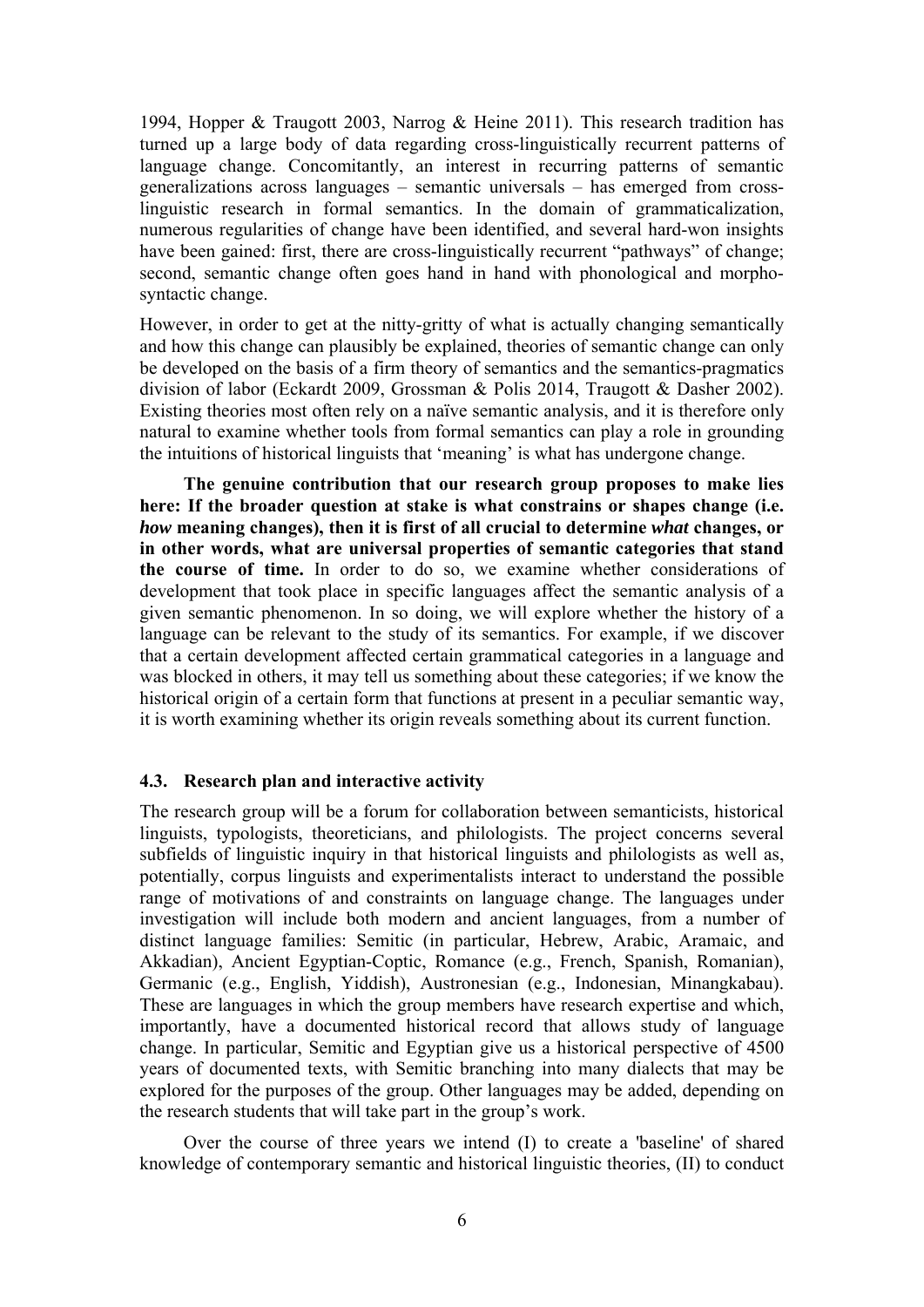1994, Hopper & Traugott 2003, Narrog & Heine 2011). This research tradition has turned up a large body of data regarding cross-linguistically recurrent patterns of language change. Concomitantly, an interest in recurring patterns of semantic generalizations across languages – semantic universals – has emerged from cross-linguistic research in formal semantics. In the domain of grammaticalization, numerous regularities of change have been identified, and several hard-won insights have been gained: first, there are cross-linguistically recurrent "pathways" of change; second, semantic change often goes hand in hand with phonological and morpho-syntactic change.

However, in order to get at the nitty-gritty of what is actually changing semantically and how this change can plausibly be explained, theories of semantic change can only be developed on the basis of a firm theory of semantics and the semantics-pragmatics division of labor (Eckardt 2009, Grossman & Polis 2014, Traugott & Dasher 2002). Existing theories most often rely on a naïve semantic analysis, and it is therefore only natural to examine whether tools from formal semantics can play a role in grounding the intuitions of historical linguists that 'meaning' is what has undergone change.

**The genuine contribution that our research group proposes to make lies here: If the broader question at stake is what constrains or shapes change (i.e. *how* meaning changes), then it is first of all crucial to determine *what* changes, or in other words, what are universal properties of semantic categories that stand the course of time.** In order to do so, we examine whether considerations of development that took place in specific languages affect the semantic analysis of a given semantic phenomenon. In so doing, we will explore whether the history of a language can be relevant to the study of its semantics. For example, if we discover that a certain development affected certain grammatical categories in a language and was blocked in others, it may tell us something about these categories; if we know the historical origin of a certain form that functions at present in a peculiar semantic way, it is worth examining whether its origin reveals something about its current function.

### 4.3. Research plan and interactive activity

The research group will be a forum for collaboration between semanticists, historical linguists, typologists, theoreticians, and philologists. The project concerns several subfields of linguistic inquiry in that historical linguists and philologists as well as, potentially, corpus linguists and experimentalists interact to understand the possible range of motivations of and constraints on language change. The languages under investigation will include both modern and ancient languages, from a number of distinct language families: Semitic (in particular, Hebrew, Arabic, Aramaic, and Akkadian), Ancient Egyptian-Coptic, Romance (e.g., French, Spanish, Romanian), Germanic (e.g., English, Yiddish), Austronesian (e.g., Indonesian, Minangkabau). These are languages in which the group members have research expertise and which, importantly, have a documented historical record that allows study of language change. In particular, Semitic and Egyptian give us a historical perspective of 4500 years of documented texts, with Semitic branching into many dialects that may be explored for the purposes of the group. Other languages may be added, depending on the research students that will take part in the group's work.

Over the course of three years we intend (I) to create a 'baseline' of shared knowledge of contemporary semantic and historical linguistic theories, (II) to conduct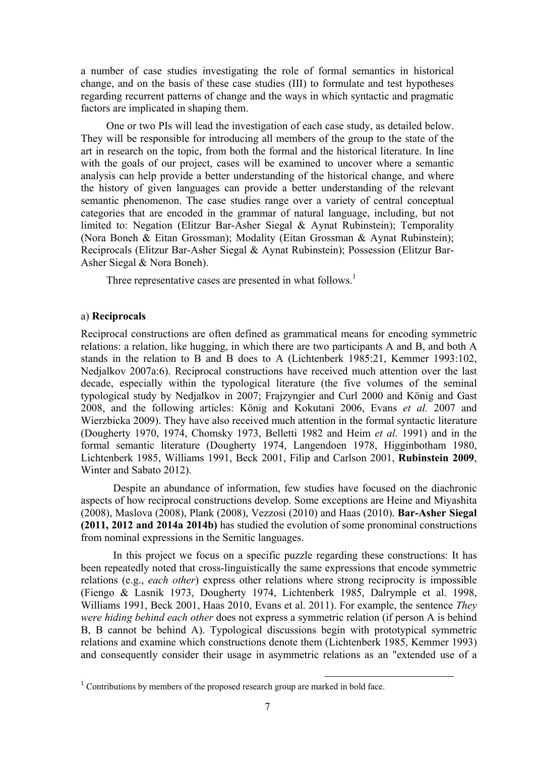a number of case studies investigating the role of formal semantics in historical change, and on the basis of these case studies (III) to formulate and test hypotheses regarding recurrent patterns of change and the ways in which syntactic and pragmatic factors are implicated in shaping them.

One or two PIs will lead the investigation of each case study, as detailed below. They will be responsible for introducing all members of the group to the state of the art in research on the topic, from both the formal and the historical literature. In line with the goals of our project, cases will be examined to uncover where a semantic analysis can help provide a better understanding of the historical change, and where the history of given languages can provide a better understanding of the relevant semantic phenomenon. The case studies range over a variety of central conceptual categories that are encoded in the grammar of natural language, including, but not limited to: Negation (Elitzur Bar-Asher Siegal & Aynat Rubinstein); Temporality (Nora Boneh & Eitan Grossman); Modality (Eitan Grossman & Aynat Rubinstein); Reciprocals (Elitzur Bar-Asher Siegal & Aynat Rubinstein); Possession (Elitzur Bar-Asher Siegal & Nora Boneh).

Three representative cases are presented in what follows.[1]

a) **Reciprocals**

Reciprocal constructions are often defined as grammatical means for encoding symmetric relations: a relation, like hugging, in which there are two participants A and B, and both A stands in the relation to B and B does to A (Lichtenberk 1985:21, Kemmer 1993:102, Nedjalkov 2007a:6). Reciprocal constructions have received much attention over the last decade, especially within the typological literature (the five volumes of the seminal typological study by Nedjalkov in 2007; Frajzyngier and Curl 2000 and König and Gast 2008, and the following articles: König and Kokutani 2006, Evans *et al.* 2007 and Wierzbicka 2009). They have also received much attention in the formal syntactic literature (Dougherty 1970, 1974, Chomsky 1973, Belletti 1982 and Heim *et al.* 1991) and in the formal semantic literature (Dougherty 1974, Langendoen 1978, Higginbotham 1980, Lichtenberk 1985, Williams 1991, Beck 2001, Filip and Carlson 2001, **Rubinstein 2009**, Winter and Sabato 2012).

Despite an abundance of information, few studies have focused on the diachronic aspects of how reciprocal constructions develop. Some exceptions are Heine and Miyashita (2008), Maslova (2008), Plank (2008), Vezzosi (2010) and Haas (2010). **Bar-Asher Siegal (2011, 2012 and 2014a 2014b)** has studied the evolution of some pronominal constructions from nominal expressions in the Semitic languages.

In this project we focus on a specific puzzle regarding these constructions: It has been repeatedly noted that cross-linguistically the same expressions that encode symmetric relations (e.g., *each other*) express other relations where strong reciprocity is impossible (Fiengo & Lasnik 1973, Dougherty 1974, Lichtenberk 1985, Dalrymple et al. 1998, Williams 1991, Beck 2001, Haas 2010, Evans et al. 2011). For example, the sentence *They were hiding behind each other* does not express a symmetric relation (if person A is behind B, B cannot be behind A). Typological discussions begin with prototypical symmetric relations and examine which constructions denote them (Lichtenberk 1985, Kemmer 1993) and consequently consider their usage in asymmetric relations as an "extended use of a

[1] Contributions by members of the proposed research group are marked in bold face.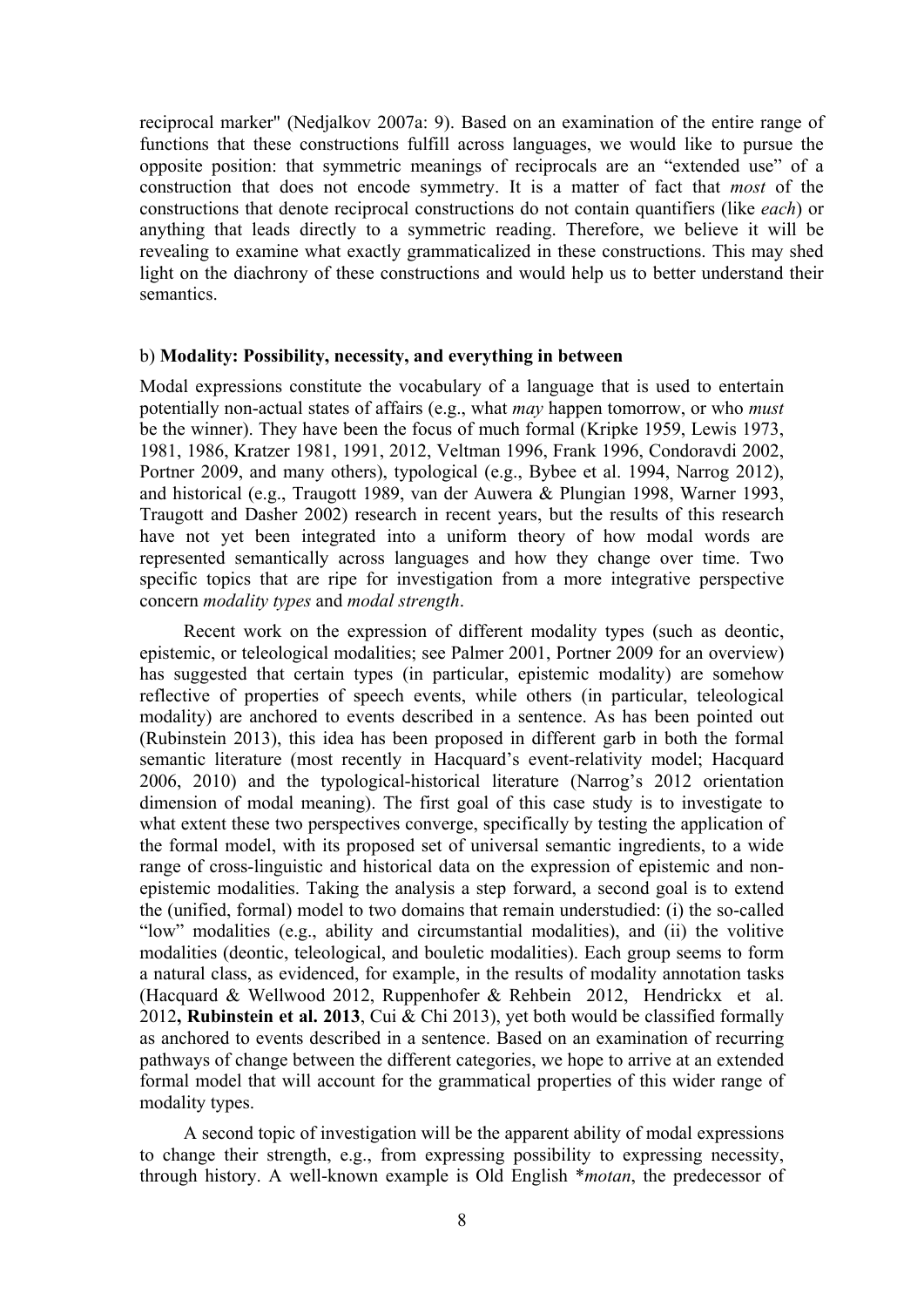reciprocal marker" (Nedjalkov 2007a: 9). Based on an examination of the entire range of functions that these constructions fulfill across languages, we would like to pursue the opposite position: that symmetric meanings of reciprocals are an "extended use" of a construction that does not encode symmetry. It is a matter of fact that *most* of the constructions that denote reciprocal constructions do not contain quantifiers (like *each*) or anything that leads directly to a symmetric reading. Therefore, we believe it will be revealing to examine what exactly grammaticalized in these constructions. This may shed light on the diachrony of these constructions and would help us to better understand their semantics.

b) **Modality: Possibility, necessity, and everything in between**

Modal expressions constitute the vocabulary of a language that is used to entertain potentially non-actual states of affairs (e.g., what *may* happen tomorrow, or who *must* be the winner). They have been the focus of much formal (Kripke 1959, Lewis 1973, 1981, 1986, Kratzer 1981, 1991, 2012, Veltman 1996, Frank 1996, Condoravdi 2002, Portner 2009, and many others), typological (e.g., Bybee et al. 1994, Narrog 2012), and historical (e.g., Traugott 1989, van der Auwera & Plungian 1998, Warner 1993, Traugott and Dasher 2002) research in recent years, but the results of this research have not yet been integrated into a uniform theory of how modal words are represented semantically across languages and how they change over time. Two specific topics that are ripe for investigation from a more integrative perspective concern *modality types* and *modal strength*.

Recent work on the expression of different modality types (such as deontic, epistemic, or teleological modalities; see Palmer 2001, Portner 2009 for an overview) has suggested that certain types (in particular, epistemic modality) are somehow reflective of properties of speech events, while others (in particular, teleological modality) are anchored to events described in a sentence. As has been pointed out (Rubinstein 2013), this idea has been proposed in different garb in both the formal semantic literature (most recently in Hacquard's event-relativity model; Hacquard 2006, 2010) and the typological-historical literature (Narrog's 2012 orientation dimension of modal meaning). The first goal of this case study is to investigate to what extent these two perspectives converge, specifically by testing the application of the formal model, with its proposed set of universal semantic ingredients, to a wide range of cross-linguistic and historical data on the expression of epistemic and non-epistemic modalities. Taking the analysis a step forward, a second goal is to extend the (unified, formal) model to two domains that remain understudied: (i) the so-called "low" modalities (e.g., ability and circumstantial modalities), and (ii) the volitive modalities (deontic, teleological, and bouletic modalities). Each group seems to form a natural class, as evidenced, for example, in the results of modality annotation tasks (Hacquard & Wellwood 2012, Ruppenhofer & Rehbein 2012, Hendrickx et al. 2012**, Rubinstein et al. 2013**, Cui & Chi 2013), yet both would be classified formally as anchored to events described in a sentence. Based on an examination of recurring pathways of change between the different categories, we hope to arrive at an extended formal model that will account for the grammatical properties of this wider range of modality types.

A second topic of investigation will be the apparent ability of modal expressions to change their strength, e.g., from expressing possibility to expressing necessity, through history. A well-known example is Old English \**motan*, the predecessor of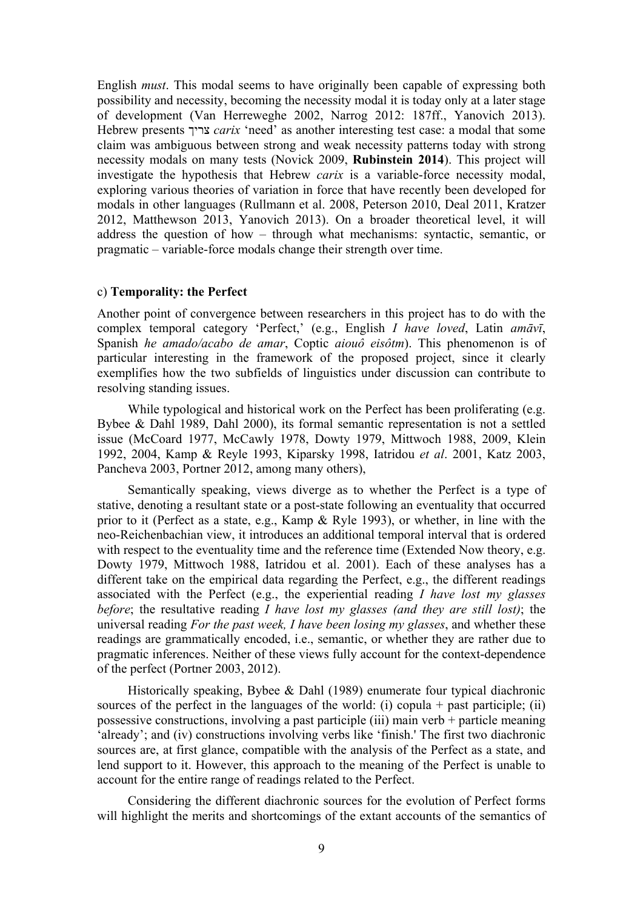English *must*. This modal seems to have originally been capable of expressing both possibility and necessity, becoming the necessity modal it is today only at a later stage of development (Van Herreweghe 2002, Narrog 2012: 187ff., Yanovich 2013). Hebrew presents צריך *carix* 'need' as another interesting test case: a modal that some claim was ambiguous between strong and weak necessity patterns today with strong necessity modals on many tests (Novick 2009, **Rubinstein 2014**). This project will investigate the hypothesis that Hebrew *carix* is a variable-force necessity modal, exploring various theories of variation in force that have recently been developed for modals in other languages (Rullmann et al. 2008, Peterson 2010, Deal 2011, Kratzer 2012, Matthewson 2013, Yanovich 2013). On a broader theoretical level, it will address the question of how – through what mechanisms: syntactic, semantic, or pragmatic – variable-force modals change their strength over time.

c) **Temporality: the Perfect**

Another point of convergence between researchers in this project has to do with the complex temporal category 'Perfect,' (e.g., English *I have loved*, Latin *amāvī*, Spanish *he amado/acabo de amar*, Coptic *aiouô eisôtm*). This phenomenon is of particular interesting in the framework of the proposed project, since it clearly exemplifies how the two subfields of linguistics under discussion can contribute to resolving standing issues.

While typological and historical work on the Perfect has been proliferating (e.g. Bybee & Dahl 1989, Dahl 2000), its formal semantic representation is not a settled issue (McCoard 1977, McCawly 1978, Dowty 1979, Mittwoch 1988, 2009, Klein 1992, 2004, Kamp & Reyle 1993, Kiparsky 1998, Iatridou *et al*. 2001, Katz 2003, Pancheva 2003, Portner 2012, among many others),

Semantically speaking, views diverge as to whether the Perfect is a type of stative, denoting a resultant state or a post-state following an eventuality that occurred prior to it (Perfect as a state, e.g., Kamp & Ryle 1993), or whether, in line with the neo-Reichenbachian view, it introduces an additional temporal interval that is ordered with respect to the eventuality time and the reference time (Extended Now theory, e.g. Dowty 1979, Mittwoch 1988, Iatridou et al. 2001). Each of these analyses has a different take on the empirical data regarding the Perfect, e.g., the different readings associated with the Perfect (e.g., the experiential reading *I have lost my glasses before*; the resultative reading *I have lost my glasses (and they are still lost)*; the universal reading *For the past week, I have been losing my glasses*, and whether these readings are grammatically encoded, i.e., semantic, or whether they are rather due to pragmatic inferences. Neither of these views fully account for the context-dependence of the perfect (Portner 2003, 2012).

Historically speaking, Bybee & Dahl (1989) enumerate four typical diachronic sources of the perfect in the languages of the world: (i) copula + past participle; (ii) possessive constructions, involving a past participle (iii) main verb + particle meaning 'already'; and (iv) constructions involving verbs like 'finish.' The first two diachronic sources are, at first glance, compatible with the analysis of the Perfect as a state, and lend support to it. However, this approach to the meaning of the Perfect is unable to account for the entire range of readings related to the Perfect.

Considering the different diachronic sources for the evolution of Perfect forms will highlight the merits and shortcomings of the extant accounts of the semantics of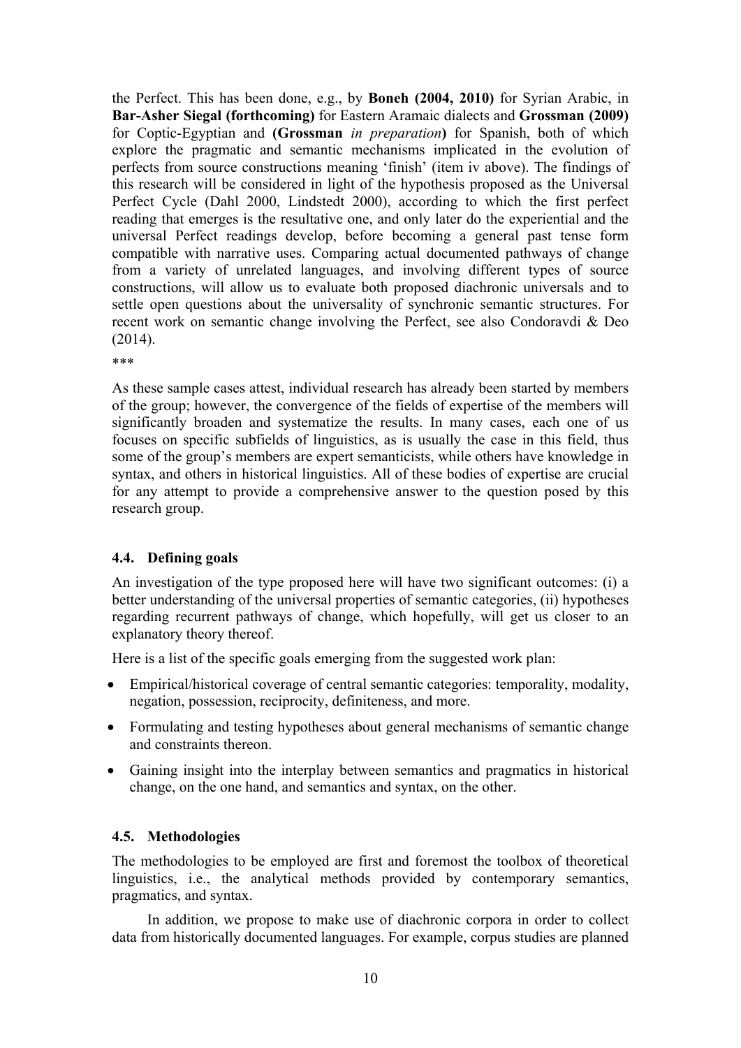the Perfect. This has been done, e.g., by **Boneh (2004, 2010)** for Syrian Arabic, in **Bar-Asher Siegal (forthcoming)** for Eastern Aramaic dialects and **Grossman (2009)** for Coptic-Egyptian and **(Grossman** *in preparation***)** for Spanish, both of which explore the pragmatic and semantic mechanisms implicated in the evolution of perfects from source constructions meaning 'finish' (item iv above). The findings of this research will be considered in light of the hypothesis proposed as the Universal Perfect Cycle (Dahl 2000, Lindstedt 2000), according to which the first perfect reading that emerges is the resultative one, and only later do the experiential and the universal Perfect readings develop, before becoming a general past tense form compatible with narrative uses. Comparing actual documented pathways of change from a variety of unrelated languages, and involving different types of source constructions, will allow us to evaluate both proposed diachronic universals and to settle open questions about the universality of synchronic semantic structures. For recent work on semantic change involving the Perfect, see also Condoravdi & Deo (2014).

***

As these sample cases attest, individual research has already been started by members of the group; however, the convergence of the fields of expertise of the members will significantly broaden and systematize the results. In many cases, each one of us focuses on specific subfields of linguistics, as is usually the case in this field, thus some of the group's members are expert semanticists, while others have knowledge in syntax, and others in historical linguistics. All of these bodies of expertise are crucial for any attempt to provide a comprehensive answer to the question posed by this research group.

#### 4.4. Defining goals

An investigation of the type proposed here will have two significant outcomes: (i) a better understanding of the universal properties of semantic categories, (ii) hypotheses regarding recurrent pathways of change, which hopefully, will get us closer to an explanatory theory thereof.

Here is a list of the specific goals emerging from the suggested work plan:

- Empirical/historical coverage of central semantic categories: temporality, modality, negation, possession, reciprocity, definiteness, and more.
- Formulating and testing hypotheses about general mechanisms of semantic change and constraints thereon.
- Gaining insight into the interplay between semantics and pragmatics in historical change, on the one hand, and semantics and syntax, on the other.

#### 4.5. Methodologies

The methodologies to be employed are first and foremost the toolbox of theoretical linguistics, i.e., the analytical methods provided by contemporary semantics, pragmatics, and syntax.

In addition, we propose to make use of diachronic corpora in order to collect data from historically documented languages. For example, corpus studies are planned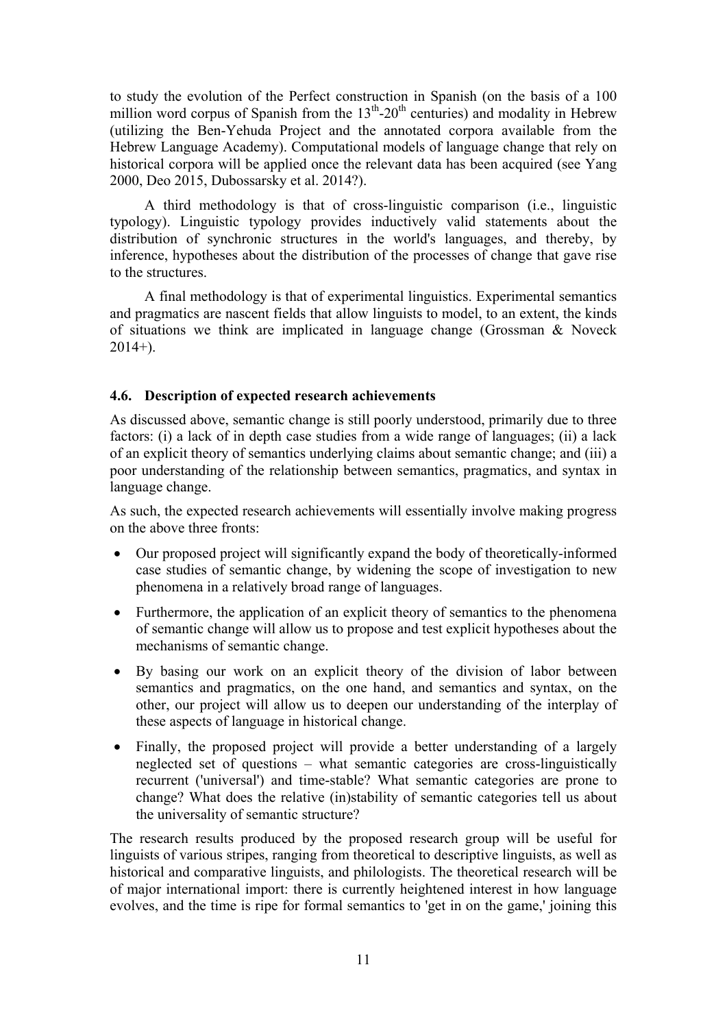to study the evolution of the Perfect construction in Spanish (on the basis of a 100 million word corpus of Spanish from the $13^{th}$-$20^{th}$ centuries) and modality in Hebrew (utilizing the Ben-Yehuda Project and the annotated corpora available from the Hebrew Language Academy). Computational models of language change that rely on historical corpora will be applied once the relevant data has been acquired (see Yang 2000, Deo 2015, Dubossarsky et al. 2014?).

A third methodology is that of cross-linguistic comparison (i.e., linguistic typology). Linguistic typology provides inductively valid statements about the distribution of synchronic structures in the world's languages, and thereby, by inference, hypotheses about the distribution of the processes of change that gave rise to the structures.

A final methodology is that of experimental linguistics. Experimental semantics and pragmatics are nascent fields that allow linguists to model, to an extent, the kinds of situations we think are implicated in language change (Grossman & Noveck 2014+).

### 4.6. Description of expected research achievements

As discussed above, semantic change is still poorly understood, primarily due to three factors: (i) a lack of in depth case studies from a wide range of languages; (ii) a lack of an explicit theory of semantics underlying claims about semantic change; and (iii) a poor understanding of the relationship between semantics, pragmatics, and syntax in language change.

As such, the expected research achievements will essentially involve making progress on the above three fronts:

- Our proposed project will significantly expand the body of theoretically-informed case studies of semantic change, by widening the scope of investigation to new phenomena in a relatively broad range of languages.
- Furthermore, the application of an explicit theory of semantics to the phenomena of semantic change will allow us to propose and test explicit hypotheses about the mechanisms of semantic change.
- By basing our work on an explicit theory of the division of labor between semantics and pragmatics, on the one hand, and semantics and syntax, on the other, our project will allow us to deepen our understanding of the interplay of these aspects of language in historical change.
- Finally, the proposed project will provide a better understanding of a largely neglected set of questions – what semantic categories are cross-linguistically recurrent ('universal') and time-stable? What semantic categories are prone to change? What does the relative (in)stability of semantic categories tell us about the universality of semantic structure?

The research results produced by the proposed research group will be useful for linguists of various stripes, ranging from theoretical to descriptive linguists, as well as historical and comparative linguists, and philologists. The theoretical research will be of major international import: there is currently heightened interest in how language evolves, and the time is ripe for formal semantics to 'get in on the game,' joining this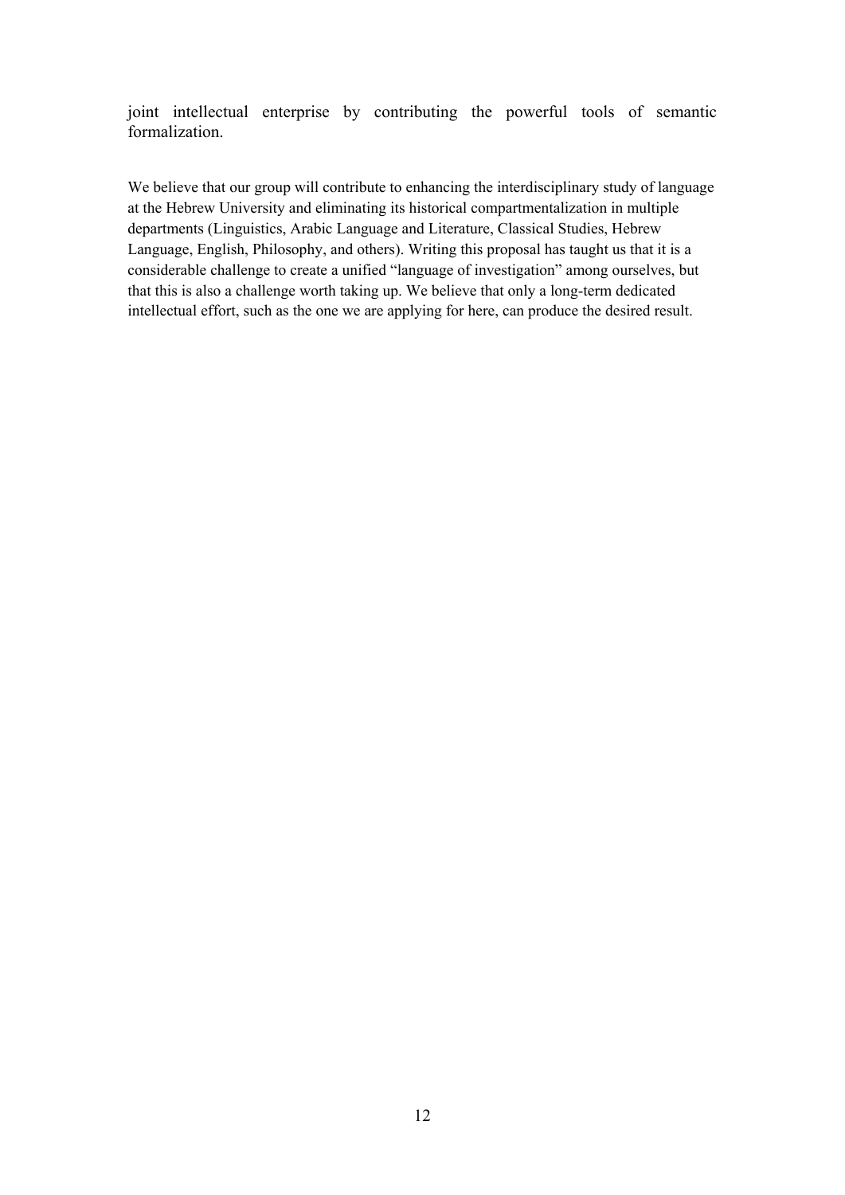joint intellectual enterprise by contributing the powerful tools of semantic formalization.

We believe that our group will contribute to enhancing the interdisciplinary study of language at the Hebrew University and eliminating its historical compartmentalization in multiple departments (Linguistics, Arabic Language and Literature, Classical Studies, Hebrew Language, English, Philosophy, and others). Writing this proposal has taught us that it is a considerable challenge to create a unified "language of investigation" among ourselves, but that this is also a challenge worth taking up. We believe that only a long-term dedicated intellectual effort, such as the one we are applying for here, can produce the desired result.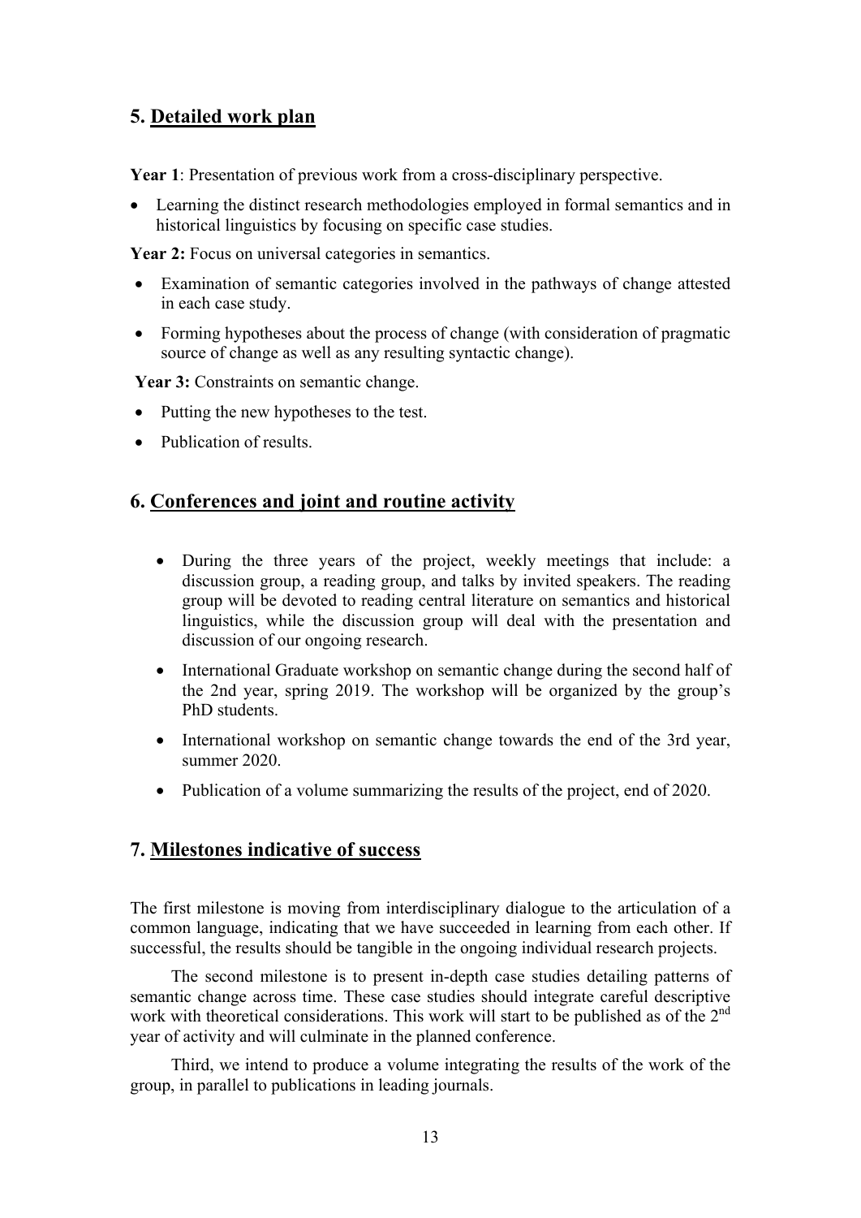## 5. Detailed work plan

**Year 1**: Presentation of previous work from a cross-disciplinary perspective.

- Learning the distinct research methodologies employed in formal semantics and in historical linguistics by focusing on specific case studies.

**Year 2:** Focus on universal categories in semantics.

- Examination of semantic categories involved in the pathways of change attested in each case study.
- Forming hypotheses about the process of change (with consideration of pragmatic source of change as well as any resulting syntactic change).

**Year 3:** Constraints on semantic change.

- Putting the new hypotheses to the test.
- Publication of results.

## 6. Conferences and joint and routine activity

- During the three years of the project, weekly meetings that include: a discussion group, a reading group, and talks by invited speakers. The reading group will be devoted to reading central literature on semantics and historical linguistics, while the discussion group will deal with the presentation and discussion of our ongoing research.
- International Graduate workshop on semantic change during the second half of the 2nd year, spring 2019. The workshop will be organized by the group's PhD students.
- International workshop on semantic change towards the end of the 3rd year, summer 2020.
- Publication of a volume summarizing the results of the project, end of 2020.

## 7. Milestones indicative of success

The first milestone is moving from interdisciplinary dialogue to the articulation of a common language, indicating that we have succeeded in learning from each other. If successful, the results should be tangible in the ongoing individual research projects.

The second milestone is to present in-depth case studies detailing patterns of semantic change across time. These case studies should integrate careful descriptive work with theoretical considerations. This work will start to be published as of the 2nd year of activity and will culminate in the planned conference.

Third, we intend to produce a volume integrating the results of the work of the group, in parallel to publications in leading journals.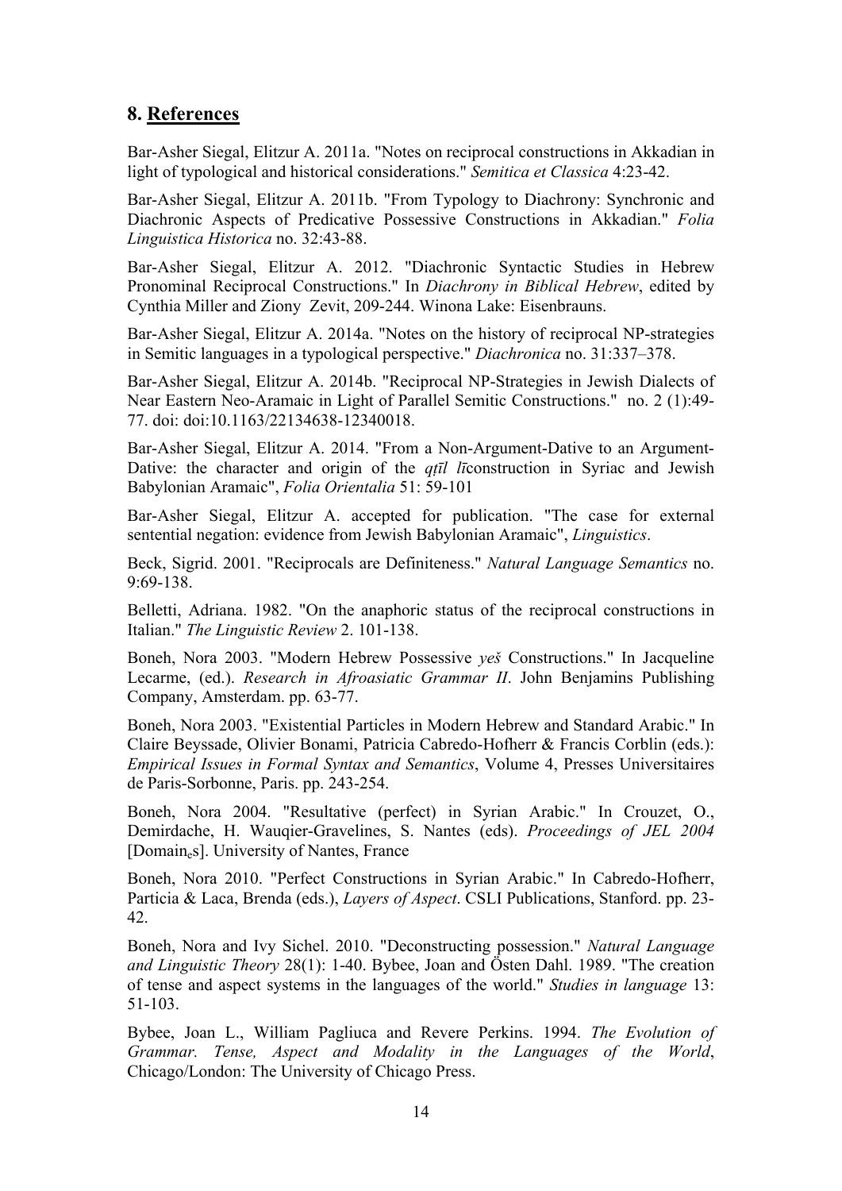## 8. References

Bar-Asher Siegal, Elitzur A. 2011a. "Notes on reciprocal constructions in Akkadian in light of typological and historical considerations." *Semitica et Classica* 4:23-42.

Bar-Asher Siegal, Elitzur A. 2011b. "From Typology to Diachrony: Synchronic and Diachronic Aspects of Predicative Possessive Constructions in Akkadian." *Folia Linguistica Historica* no. 32:43-88.

Bar-Asher Siegal, Elitzur A. 2012. "Diachronic Syntactic Studies in Hebrew Pronominal Reciprocal Constructions." In *Diachrony in Biblical Hebrew*, edited by Cynthia Miller and Ziony Zevit, 209-244. Winona Lake: Eisenbrauns.

Bar-Asher Siegal, Elitzur A. 2014a. "Notes on the history of reciprocal NP-strategies in Semitic languages in a typological perspective." *Diachronica* no. 31:337–378.

Bar-Asher Siegal, Elitzur A. 2014b. "Reciprocal NP-Strategies in Jewish Dialects of Near Eastern Neo-Aramaic in Light of Parallel Semitic Constructions." no. 2 (1):49-77. doi: doi:10.1163/22134638-12340018.

Bar-Asher Siegal, Elitzur A. 2014. "From a Non-Argument-Dative to an Argument-Dative: the character and origin of the *qṭīl lī*construction in Syriac and Jewish Babylonian Aramaic", *Folia Orientalia* 51: 59-101

Bar-Asher Siegal, Elitzur A. accepted for publication. "The case for external sentential negation: evidence from Jewish Babylonian Aramaic", *Linguistics*.

Beck, Sigrid. 2001. "Reciprocals are Definiteness." *Natural Language Semantics* no. 9:69-138.

Belletti, Adriana. 1982. "On the anaphoric status of the reciprocal constructions in Italian." *The Linguistic Review* 2. 101-138.

Boneh, Nora 2003. "Modern Hebrew Possessive *yeš* Constructions." In Jacqueline Lecarme, (ed.). *Research in Afroasiatic Grammar II*. John Benjamins Publishing Company, Amsterdam. pp. 63-77.

Boneh, Nora 2003. "Existential Particles in Modern Hebrew and Standard Arabic." In Claire Beyssade, Olivier Bonami, Patricia Cabredo-Hofherr & Francis Corblin (eds.): *Empirical Issues in Formal Syntax and Semantics*, Volume 4, Presses Universitaires de Paris-Sorbonne, Paris. pp. 243-254.

Boneh, Nora 2004. "Resultative (perfect) in Syrian Arabic." In Crouzet, O., Demirdache, H. Wauqier-Gravelines, S. Nantes (eds). *Proceedings of JEL 2004* [Domain$_e$s]. University of Nantes, France

Boneh, Nora 2010. "Perfect Constructions in Syrian Arabic." In Cabredo-Hofherr, Particia & Laca, Brenda (eds.), *Layers of Aspect*. CSLI Publications, Stanford. pp. 23-42.

Boneh, Nora and Ivy Sichel. 2010. "Deconstructing possession." *Natural Language and Linguistic Theory* 28(1): 1-40. Bybee, Joan and Östen Dahl. 1989. "The creation of tense and aspect systems in the languages of the world." *Studies in language* 13: 51-103.

Bybee, Joan L., William Pagliuca and Revere Perkins. 1994. *The Evolution of Grammar. Tense, Aspect and Modality in the Languages of the World*, Chicago/London: The University of Chicago Press.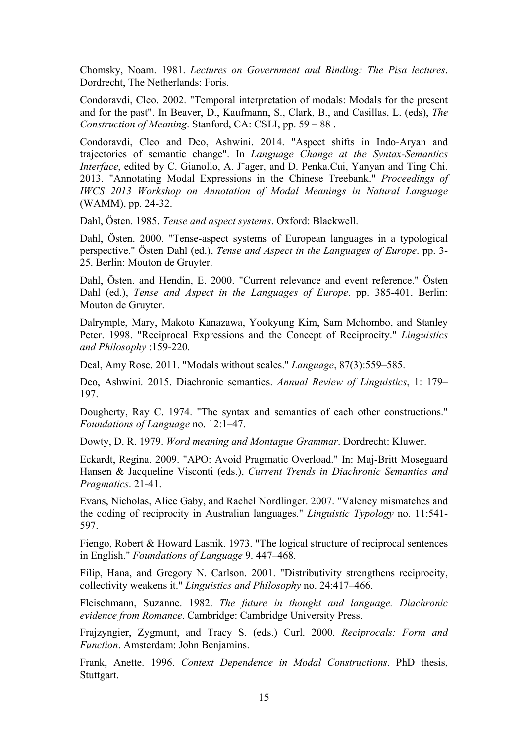Chomsky, Noam. 1981. *Lectures on Government and Binding: The Pisa lectures*. Dordrecht, The Netherlands: Foris.

Condoravdi, Cleo. 2002. "Temporal interpretation of modals: Modals for the present and for the past". In Beaver, D., Kaufmann, S., Clark, B., and Casillas, L. (eds), *The Construction of Meaning*. Stanford, CA: CSLI, pp. 59 – 88 .

Condoravdi, Cleo and Deo, Ashwini. 2014. "Aspect shifts in Indo-Aryan and trajectories of semantic change". In *Language Change at the Syntax-Semantics Interface*, edited by C. Gianollo, A. J¨ager, and D. Penka.Cui, Yanyan and Ting Chi. 2013. "Annotating Modal Expressions in the Chinese Treebank." *Proceedings of IWCS 2013 Workshop on Annotation of Modal Meanings in Natural Language* (WAMM), pp. 24-32.

Dahl, Östen. 1985. *Tense and aspect systems*. Oxford: Blackwell.

Dahl, Östen. 2000. "Tense-aspect systems of European languages in a typological perspective." Östen Dahl (ed.), *Tense and Aspect in the Languages of Europe*. pp. 3-25. Berlin: Mouton de Gruyter.

Dahl, Östen. and Hendin, E. 2000. "Current relevance and event reference." Östen Dahl (ed.), *Tense and Aspect in the Languages of Europe*. pp. 385-401. Berlin: Mouton de Gruyter.

Dalrymple, Mary, Makoto Kanazawa, Yookyung Kim, Sam Mchombo, and Stanley Peter. 1998. "Reciprocal Expressions and the Concept of Reciprocity." *Linguistics and Philosophy* :159-220.

Deal, Amy Rose. 2011. "Modals without scales." *Language*, 87(3):559–585.

Deo, Ashwini. 2015. Diachronic semantics. *Annual Review of Linguistics*, 1: 179–197.

Dougherty, Ray C. 1974. "The syntax and semantics of each other constructions." *Foundations of Language* no. 12:1–47.

Dowty, D. R. 1979. *Word meaning and Montague Grammar*. Dordrecht: Kluwer.

Eckardt, Regina. 2009. "APO: Avoid Pragmatic Overload." In: Maj-Britt Mosegaard Hansen & Jacqueline Visconti (eds.), *Current Trends in Diachronic Semantics and Pragmatics*. 21-41.

Evans, Nicholas, Alice Gaby, and Rachel Nordlinger. 2007. "Valency mismatches and the coding of reciprocity in Australian languages." *Linguistic Typology* no. 11:541-597.

Fiengo, Robert & Howard Lasnik. 1973. "The logical structure of reciprocal sentences in English." *Foundations of Language* 9. 447–468.

Filip, Hana, and Gregory N. Carlson. 2001. "Distributivity strengthens reciprocity, collectivity weakens it." *Linguistics and Philosophy* no. 24:417–466.

Fleischmann, Suzanne. 1982. *The future in thought and language. Diachronic evidence from Romance*. Cambridge: Cambridge University Press.

Frajzyngier, Zygmunt, and Tracy S. (eds.) Curl. 2000. *Reciprocals: Form and Function*. Amsterdam: John Benjamins.

Frank, Anette. 1996. *Context Dependence in Modal Constructions*. PhD thesis, Stuttgart.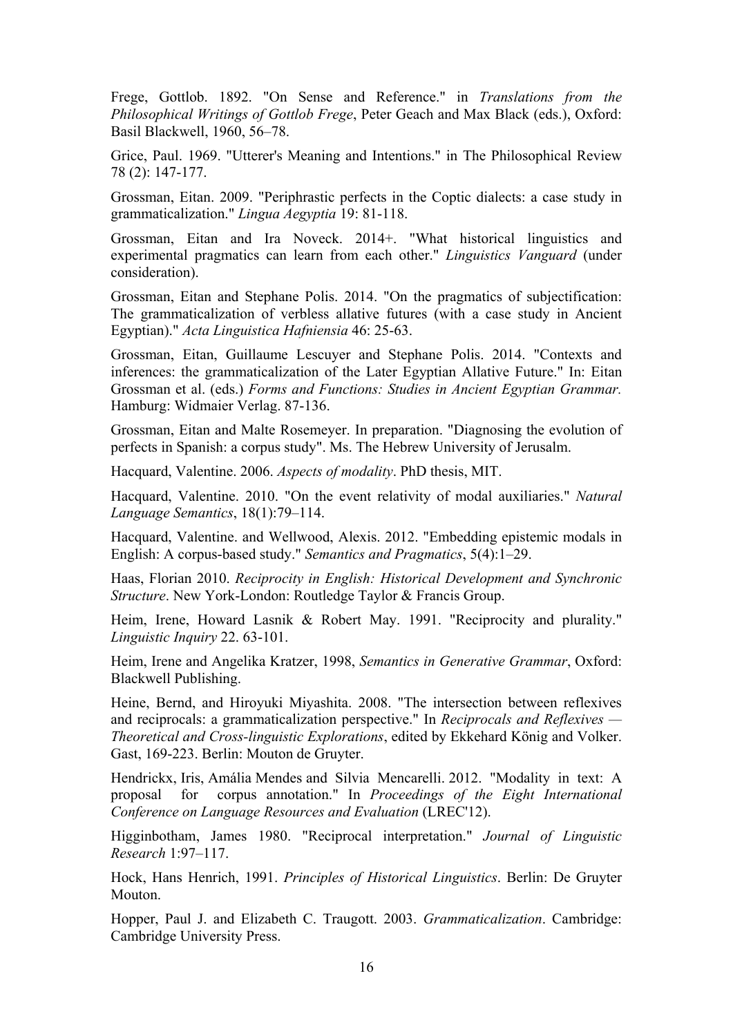Frege, Gottlob. 1892. "On Sense and Reference." in *Translations from the Philosophical Writings of Gottlob Frege*, Peter Geach and Max Black (eds.), Oxford: Basil Blackwell, 1960, 56–78.

Grice, Paul. 1969. "Utterer's Meaning and Intentions." in The Philosophical Review 78 (2): 147-177.

Grossman, Eitan. 2009. "Periphrastic perfects in the Coptic dialects: a case study in grammaticalization." *Lingua Aegyptia* 19: 81-118.

Grossman, Eitan and Ira Noveck. 2014+. "What historical linguistics and experimental pragmatics can learn from each other." *Linguistics Vanguard* (under consideration).

Grossman, Eitan and Stephane Polis. 2014. "On the pragmatics of subjectification: The grammaticalization of verbless allative futures (with a case study in Ancient Egyptian)." *Acta Linguistica Hafniensia* 46: 25-63.

Grossman, Eitan, Guillaume Lescuyer and Stephane Polis. 2014. "Contexts and inferences: the grammaticalization of the Later Egyptian Allative Future." In: Eitan Grossman et al. (eds.) *Forms and Functions: Studies in Ancient Egyptian Grammar.* Hamburg: Widmaier Verlag. 87-136.

Grossman, Eitan and Malte Rosemeyer. In preparation. "Diagnosing the evolution of perfects in Spanish: a corpus study". Ms. The Hebrew University of Jerusalm.

Hacquard, Valentine. 2006. *Aspects of modality*. PhD thesis, MIT.

Hacquard, Valentine. 2010. "On the event relativity of modal auxiliaries." *Natural Language Semantics*, 18(1):79–114.

Hacquard, Valentine. and Wellwood, Alexis. 2012. "Embedding epistemic modals in English: A corpus-based study." *Semantics and Pragmatics*, 5(4):1–29.

Haas, Florian 2010. *Reciprocity in English: Historical Development and Synchronic Structure*. New York-London: Routledge Taylor & Francis Group.

Heim, Irene, Howard Lasnik & Robert May. 1991. "Reciprocity and plurality." *Linguistic Inquiry* 22. 63-101.

Heim, Irene and Angelika Kratzer, 1998, *Semantics in Generative Grammar*, Oxford: Blackwell Publishing.

Heine, Bernd, and Hiroyuki Miyashita. 2008. "The intersection between reflexives and reciprocals: a grammaticalization perspective." In *Reciprocals and Reflexives — Theoretical and Cross-linguistic Explorations*, edited by Ekkehard König and Volker. Gast, 169-223. Berlin: Mouton de Gruyter.

Hendrickx, Iris, Amália Mendes and Silvia Mencarelli. 2012. "Modality in text: A proposal for corpus annotation." In *Proceedings of the Eight International Conference on Language Resources and Evaluation* (LREC'12).

Higginbotham, James 1980. "Reciprocal interpretation." *Journal of Linguistic Research* 1:97–117.

Hock, Hans Henrich, 1991. *Principles of Historical Linguistics*. Berlin: De Gruyter Mouton.

Hopper, Paul J. and Elizabeth C. Traugott. 2003. *Grammaticalization*. Cambridge: Cambridge University Press.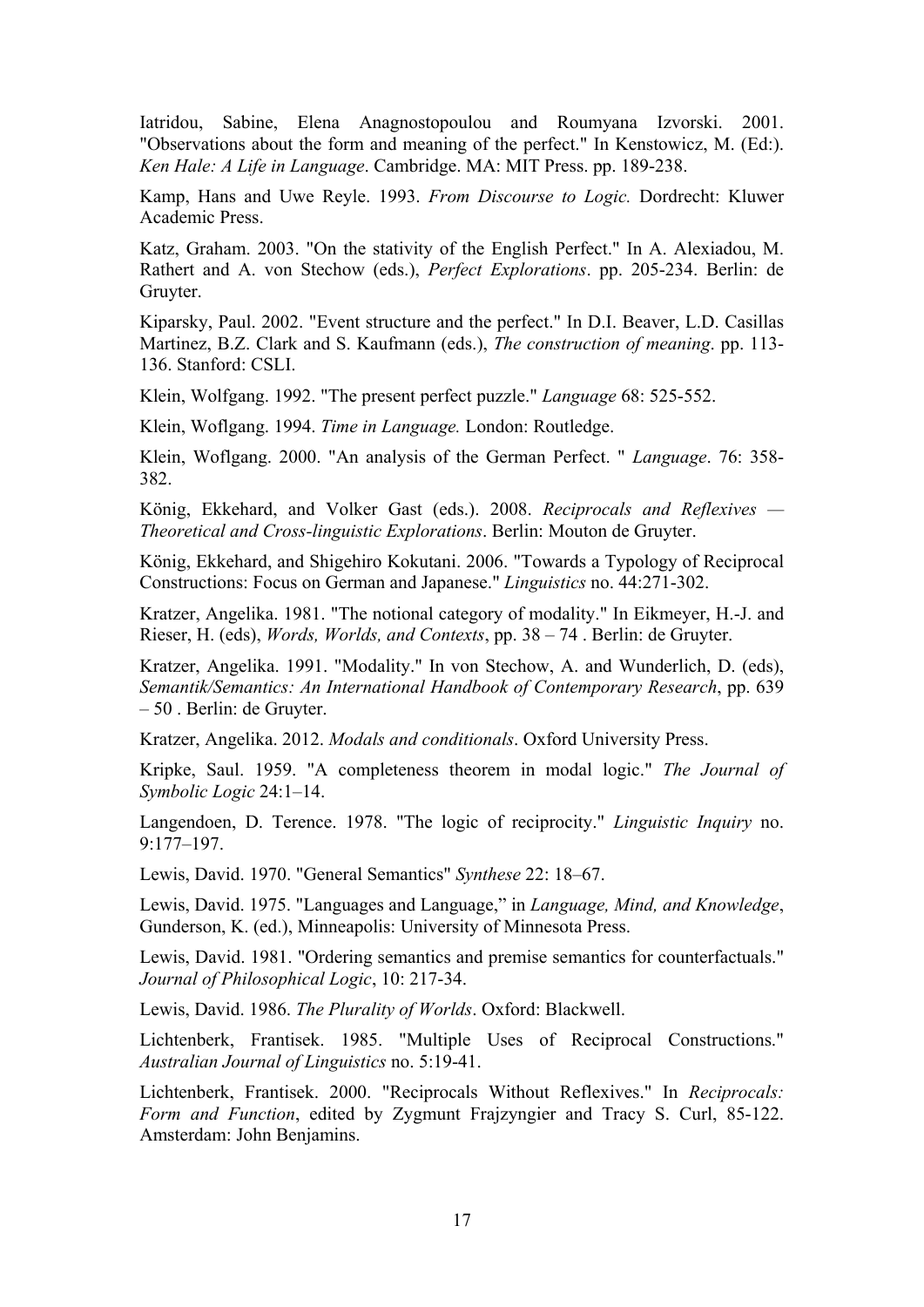Iatridou, Sabine, Elena Anagnostopoulou and Roumyana Izvorski. 2001. "Observations about the form and meaning of the perfect." In Kenstowicz, M. (Ed:). *Ken Hale: A Life in Language*. Cambridge. MA: MIT Press. pp. 189-238.

Kamp, Hans and Uwe Reyle. 1993. *From Discourse to Logic.* Dordrecht: Kluwer Academic Press.

Katz, Graham. 2003. "On the stativity of the English Perfect." In A. Alexiadou, M. Rathert and A. von Stechow (eds.), *Perfect Explorations*. pp. 205-234. Berlin: de Gruyter.

Kiparsky, Paul. 2002. "Event structure and the perfect." In D.I. Beaver, L.D. Casillas Martinez, B.Z. Clark and S. Kaufmann (eds.), *The construction of meaning*. pp. 113-136. Stanford: CSLI.

Klein, Wolfgang. 1992. "The present perfect puzzle." *Language* 68: 525-552.

Klein, Woflgang. 1994. *Time in Language.* London: Routledge.

Klein, Woflgang. 2000. "An analysis of the German Perfect. " *Language*. 76: 358-382.

König, Ekkehard, and Volker Gast (eds.). 2008. *Reciprocals and Reflexives — Theoretical and Cross-linguistic Explorations*. Berlin: Mouton de Gruyter.

König, Ekkehard, and Shigehiro Kokutani. 2006. "Towards a Typology of Reciprocal Constructions: Focus on German and Japanese." *Linguistics* no. 44:271-302.

Kratzer, Angelika. 1981. "The notional category of modality." In Eikmeyer, H.-J. and Rieser, H. (eds), *Words, Worlds, and Contexts*, pp. 38 – 74 . Berlin: de Gruyter.

Kratzer, Angelika. 1991. "Modality." In von Stechow, A. and Wunderlich, D. (eds), *Semantik/Semantics: An International Handbook of Contemporary Research*, pp. 639 – 50 . Berlin: de Gruyter.

Kratzer, Angelika. 2012. *Modals and conditionals*. Oxford University Press.

Kripke, Saul. 1959. "A completeness theorem in modal logic." *The Journal of Symbolic Logic* 24:1–14.

Langendoen, D. Terence. 1978. "The logic of reciprocity." *Linguistic Inquiry* no. 9:177–197.

Lewis, David. 1970. "General Semantics" *Synthese* 22: 18–67.

Lewis, David. 1975. "Languages and Language," in *Language, Mind, and Knowledge*, Gunderson, K. (ed.), Minneapolis: University of Minnesota Press.

Lewis, David. 1981. "Ordering semantics and premise semantics for counterfactuals." *Journal of Philosophical Logic*, 10: 217-34.

Lewis, David. 1986. *The Plurality of Worlds*. Oxford: Blackwell.

Lichtenberk, Frantisek. 1985. "Multiple Uses of Reciprocal Constructions." *Australian Journal of Linguistics* no. 5:19-41.

Lichtenberk, Frantisek. 2000. "Reciprocals Without Reflexives." In *Reciprocals: Form and Function*, edited by Zygmunt Frajzyngier and Tracy S. Curl, 85-122. Amsterdam: John Benjamins.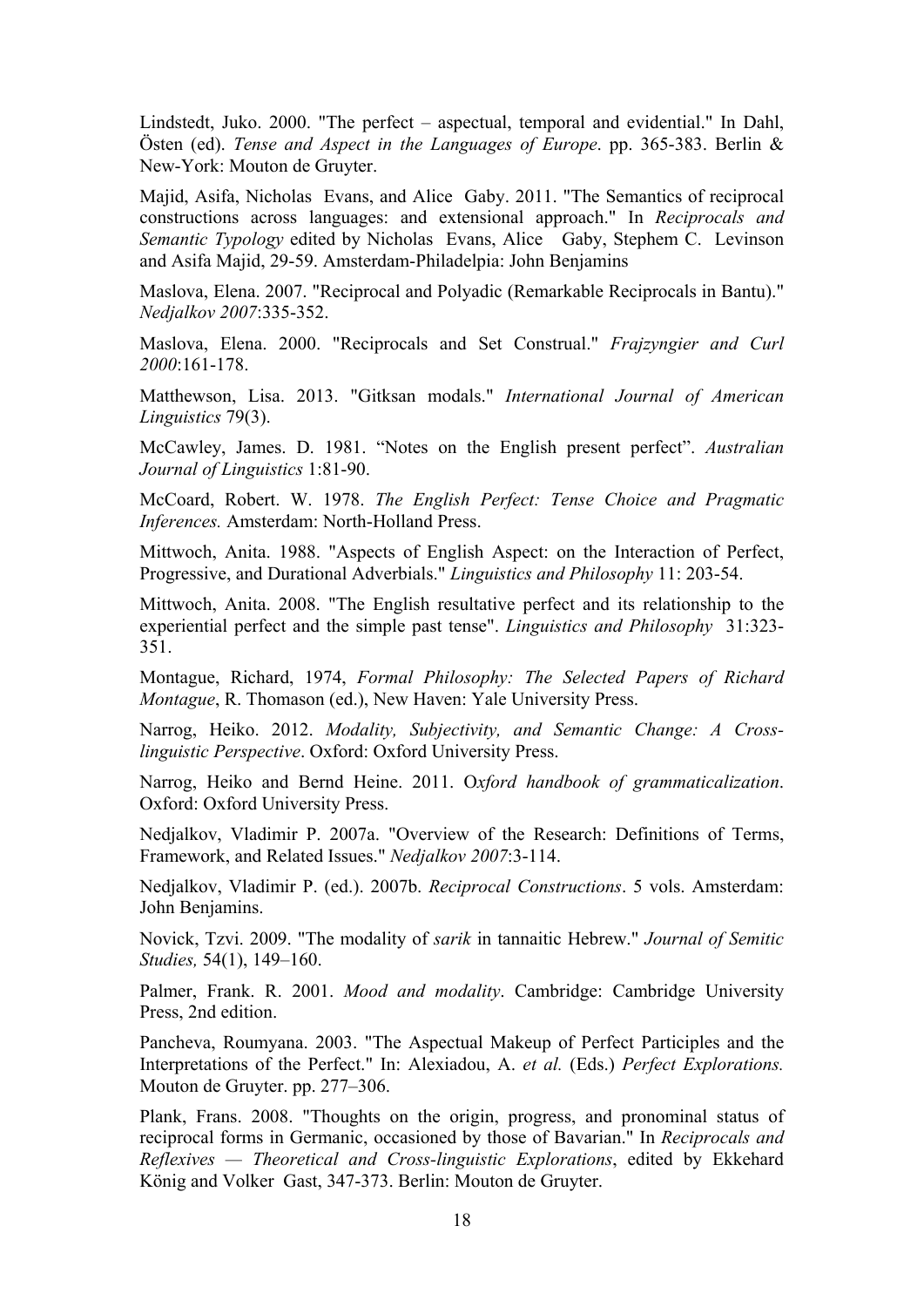Lindstedt, Juko. 2000. "The perfect – aspectual, temporal and evidential." In Dahl, Östen (ed). *Tense and Aspect in the Languages of Europe*. pp. 365-383. Berlin & New-York: Mouton de Gruyter.

Majid, Asifa, Nicholas Evans, and Alice Gaby. 2011. "The Semantics of reciprocal constructions across languages: and extensional approach." In *Reciprocals and Semantic Typology* edited by Nicholas Evans, Alice Gaby, Stephem C. Levinson and Asifa Majid, 29-59. Amsterdam-Philadelpia: John Benjamins

Maslova, Elena. 2007. "Reciprocal and Polyadic (Remarkable Reciprocals in Bantu)." *Nedjalkov 2007*:335-352.

Maslova, Elena. 2000. "Reciprocals and Set Construal." *Frajzyngier and Curl 2000*:161-178.

Matthewson, Lisa. 2013. "Gitksan modals." *International Journal of American Linguistics* 79(3).

McCawley, James. D. 1981. "Notes on the English present perfect". *Australian Journal of Linguistics* 1:81-90.

McCoard, Robert. W. 1978. *The English Perfect: Tense Choice and Pragmatic Inferences.* Amsterdam: North-Holland Press.

Mittwoch, Anita. 1988. "Aspects of English Aspect: on the Interaction of Perfect, Progressive, and Durational Adverbials." *Linguistics and Philosophy* 11: 203-54.

Mittwoch, Anita. 2008. "The English resultative perfect and its relationship to the experiential perfect and the simple past tense". *Linguistics and Philosophy* 31:323-351.

Montague, Richard, 1974, *Formal Philosophy: The Selected Papers of Richard Montague*, R. Thomason (ed.), New Haven: Yale University Press.

Narrog, Heiko. 2012. *Modality, Subjectivity, and Semantic Change: A Cross-linguistic Perspective*. Oxford: Oxford University Press.

Narrog, Heiko and Bernd Heine. 2011. O*xford handbook of grammaticalization*. Oxford: Oxford University Press.

Nedjalkov, Vladimir P. 2007a. "Overview of the Research: Definitions of Terms, Framework, and Related Issues." *Nedjalkov 2007*:3-114.

Nedjalkov, Vladimir P. (ed.). 2007b. *Reciprocal Constructions*. 5 vols. Amsterdam: John Benjamins.

Novick, Tzvi. 2009. "The modality of *sarik* in tannaitic Hebrew." *Journal of Semitic Studies,* 54(1), 149–160.

Palmer, Frank. R. 2001. *Mood and modality*. Cambridge: Cambridge University Press, 2nd edition.

Pancheva, Roumyana. 2003. "The Aspectual Makeup of Perfect Participles and the Interpretations of the Perfect." In: Alexiadou, A. *et al.* (Eds.) *Perfect Explorations.* Mouton de Gruyter. pp. 277–306.

Plank, Frans. 2008. "Thoughts on the origin, progress, and pronominal status of reciprocal forms in Germanic, occasioned by those of Bavarian." In *Reciprocals and Reflexives — Theoretical and Cross-linguistic Explorations*, edited by Ekkehard König and Volker Gast, 347-373. Berlin: Mouton de Gruyter.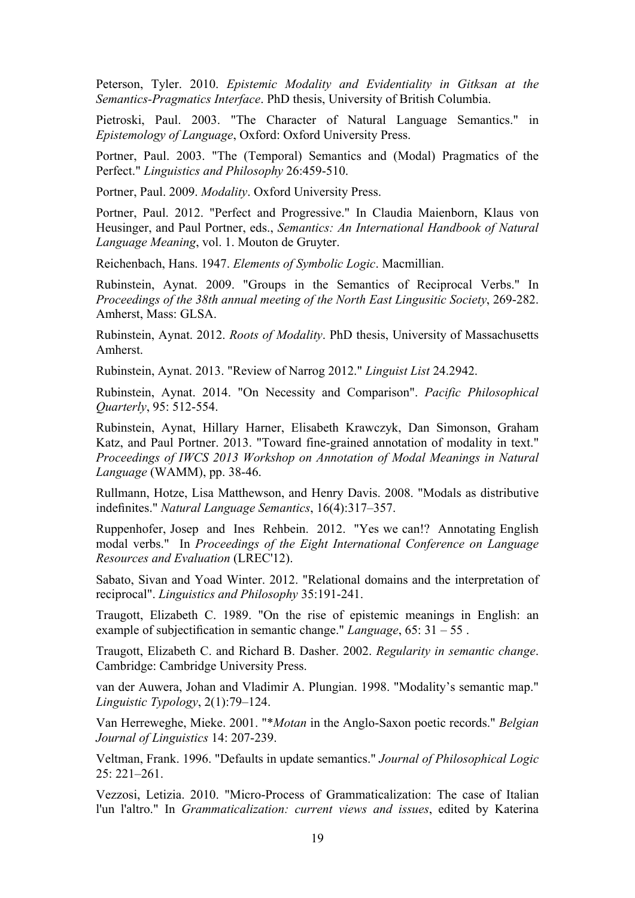Peterson, Tyler. 2010. *Epistemic Modality and Evidentiality in Gitksan at the Semantics-Pragmatics Interface*. PhD thesis, University of British Columbia.

Pietroski, Paul. 2003. "The Character of Natural Language Semantics." in *Epistemology of Language*, Oxford: Oxford University Press.

Portner, Paul. 2003. "The (Temporal) Semantics and (Modal) Pragmatics of the Perfect." *Linguistics and Philosophy* 26:459-510.

Portner, Paul. 2009. *Modality*. Oxford University Press.

Portner, Paul. 2012. "Perfect and Progressive." In Claudia Maienborn, Klaus von Heusinger, and Paul Portner, eds., *Semantics: An International Handbook of Natural Language Meaning*, vol. 1. Mouton de Gruyter.

Reichenbach, Hans. 1947. *Elements of Symbolic Logic*. Macmillian.

Rubinstein, Aynat. 2009. "Groups in the Semantics of Reciprocal Verbs." In *Proceedings of the 38th annual meeting of the North East Lingusitic Society*, 269-282. Amherst, Mass: GLSA.

Rubinstein, Aynat. 2012. *Roots of Modality*. PhD thesis, University of Massachusetts Amherst.

Rubinstein, Aynat. 2013. "Review of Narrog 2012." *Linguist List* 24.2942.

Rubinstein, Aynat. 2014. "On Necessity and Comparison". *Pacific Philosophical Quarterly*, 95: 512-554.

Rubinstein, Aynat, Hillary Harner, Elisabeth Krawczyk, Dan Simonson, Graham Katz, and Paul Portner. 2013. "Toward fine-grained annotation of modality in text." *Proceedings of IWCS 2013 Workshop on Annotation of Modal Meanings in Natural Language* (WAMM), pp. 38-46.

Rullmann, Hotze, Lisa Matthewson, and Henry Davis. 2008. "Modals as distributive indefinites." *Natural Language Semantics*, 16(4):317–357.

Ruppenhofer, Josep and Ines Rehbein. 2012. "Yes we can!? Annotating English modal verbs." In *Proceedings of the Eight International Conference on Language Resources and Evaluation* (LREC'12).

Sabato, Sivan and Yoad Winter. 2012. "Relational domains and the interpretation of reciprocal". *Linguistics and Philosophy* 35:191-241.

Traugott, Elizabeth C. 1989. "On the rise of epistemic meanings in English: an example of subjectification in semantic change." *Language*, 65: 31 – 55 .

Traugott, Elizabeth C. and Richard B. Dasher. 2002. *Regularity in semantic change*. Cambridge: Cambridge University Press.

van der Auwera, Johan and Vladimir A. Plungian. 1998. "Modality's semantic map." *Linguistic Typology*, 2(1):79–124.

Van Herreweghe, Mieke. 2001. "**Motan* in the Anglo-Saxon poetic records." *Belgian Journal of Linguistics* 14: 207-239.

Veltman, Frank. 1996. "Defaults in update semantics." *Journal of Philosophical Logic* 25: 221–261.

Vezzosi, Letizia. 2010. "Micro-Process of Grammaticalization: The case of Italian l'un l'altro." In *Grammaticalization: current views and issues*, edited by Katerina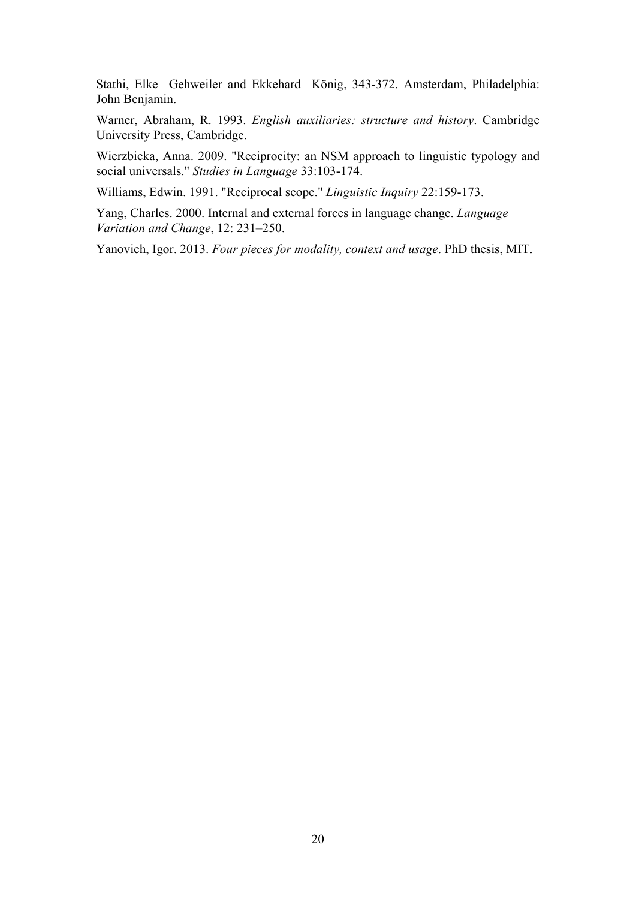Stathi, Elke Gehweiler and Ekkehard König, 343-372. Amsterdam, Philadelphia: John Benjamin.

Warner, Abraham, R. 1993. *English auxiliaries: structure and history*. Cambridge University Press, Cambridge.

Wierzbicka, Anna. 2009. "Reciprocity: an NSM approach to linguistic typology and social universals." *Studies in Language* 33:103-174.

Williams, Edwin. 1991. "Reciprocal scope." *Linguistic Inquiry* 22:159-173.

Yang, Charles. 2000. Internal and external forces in language change. *Language Variation and Change*, 12: 231–250.

Yanovich, Igor. 2013. *Four pieces for modality, context and usage*. PhD thesis, MIT.